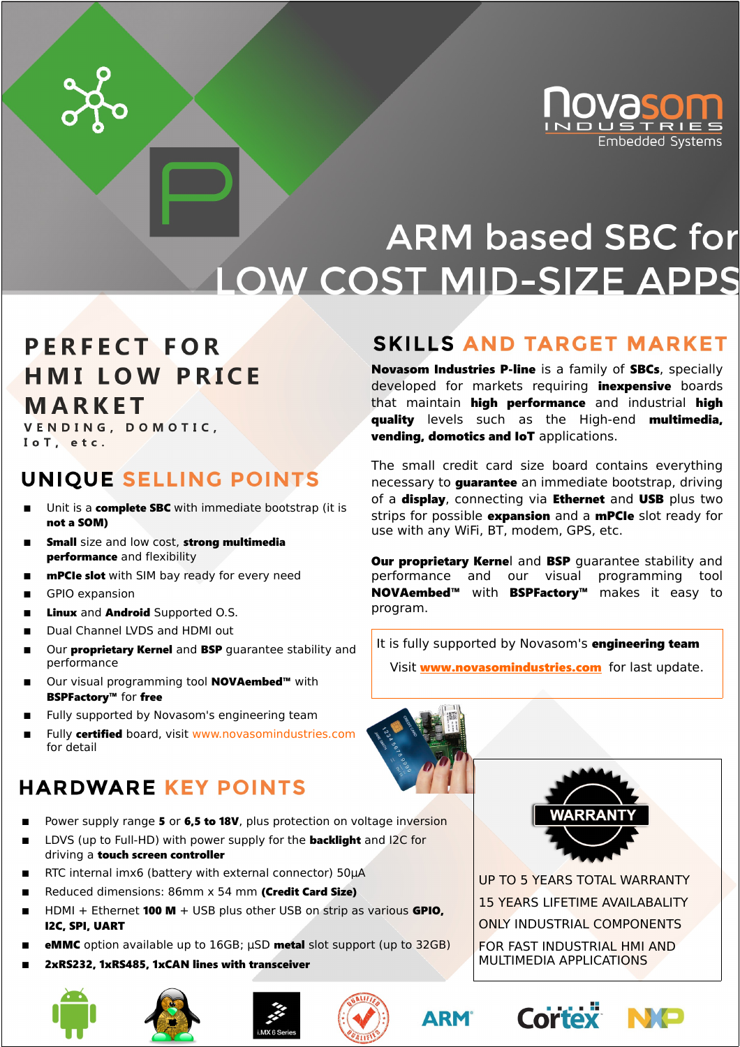Novasom INDUSTRIES Embedded Systems

# ARM based SBC for LOW COST MID-SIZE APPS

## PERFECT FOR HMI LOW PRICE MARKET

VENDING, DOMOTIC, IoT, etc.

## UNIQUE SELLING POINTS

- Unit is a **complete SBC** with immediate bootstrap (it is **not a SOM)**
- **Small** size and low cost, **strong multimedia performance** and flexibility
- **mPCIe slot** with SIM bay ready for every need
- GPIO expansion
- **Linux** and **Android** Supported O.S.
- Dual Channel LVDS and HDMI out
- Our **proprietary Kernel** and **BSP** guarantee stability and performance
- Our visual programming tool **NOVAembed™** with **BSPFactory™** for **free**
- Fully supported by Novasom's engineering team
- Fully **certified** board, visit www.novasomindustries.com for detail

## HARDWARE KEY POINTS

- Power supply range **5** or **6,5 to 18V**, plus protection on voltage inversion
- LDVS (up to Full-HD) with power supply for the **backlight** and I2C for driving a **touch screen controller**
- RTC internal imx6 (battery with external connector) 50µA
- Reduced dimensions: 86mm x 54 mm **(Credit Card Size)**
- HDMI + Ethernet **100 M** + USB plus other USB on strip as various **GPIO, I2C, SPI, UART**
- **eMMC** option available up to 16GB; µSD **metal** slot support (up to 32GB)
- **2xRS232, 1xRS485, 1xCAN lines with transceiver**

## SKILLS AND TARGET MARKET

**Novasom Industries P-line** is a family of **SBCs**, specially developed for markets requiring **inexpensive** boards that maintain **high performance** and industrial **high quality** levels such as the High-end **multimedia, vending, domotics and IoT** applications.

The small credit card size board contains everything necessary to **guarantee** an immediate bootstrap, driving of a **display**, connecting via **Ethernet** and **USB** plus two strips for possible **expansion** and a **mPCIe** slot ready for use with any WiFi, BT, modem, GPS, etc.

**Our proprietary Kernel** and **BSP** guarantee stability and performance and our visual programming tool **NOVAembed™** with **BSPFactory™** makes it easy to program.

It is fully supported by Novasom's **engineering team**

Visit **www.novasomindustries.com** for last update.

WARRANTY

UP TO 5 YEARS TOTAL WARRANTY

15 YEARS LIFETIME AVAILABALITY

ONLY INDUSTRIAL COMPONENTS

FOR FAST INDUSTRIAL HMI AND MULTIMEDIA APPLICATIONS

i.MX 6 Series ARM Cortex NXP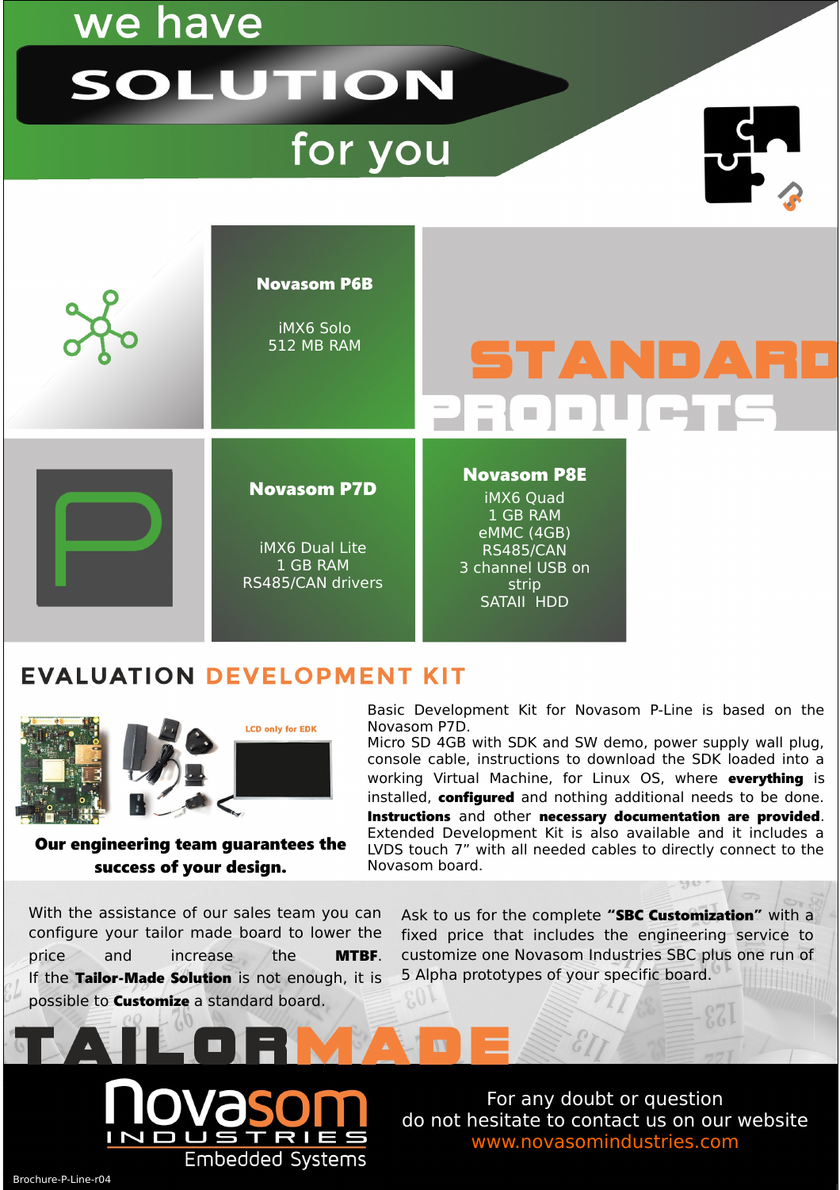# we have SOLUTION for you

## STANDARD PRODUCTS

**Novasom P6B**

iMX6 Solo
512 MB RAM

**Novasom P7D**

iMX6 Dual Lite
1 GB RAM
RS485/CAN drivers

**Novasom P8E**

iMX6 Quad
1 GB RAM
eMMC (4GB)
RS485/CAN
3 channel USB on strip
SATAII HDD

## EVALUATION DEVELOPMENT KIT

LCD only for EDK

**Our engineering team guarantees the success of your design.**

Basic Development Kit for Novasom P-Line is based on the Novasom P7D.
Micro SD 4GB with SDK and SW demo, power supply wall plug, console cable, instructions to download the SDK loaded into a working Virtual Machine, for Linux OS, where **everything** is installed, **configured** and nothing additional needs to be done. **Instructions** and other **necessary documentation are provided**.
Extended Development Kit is also available and it includes a LVDS touch 7" with all needed cables to directly connect to the Novasom board.

With the assistance of our sales team you can configure your tailor made board to lower the price and increase the **MTBF**. If the **Tailor-Made Solution** is not enough, it is possible to **Customize** a standard board.

Ask to us for the complete **"SBC Customization"** with a fixed price that includes the engineering service to customize one Novasom Industries SBC plus one run of 5 Alpha prototypes of your specific board.

## TAILORMADE

Novasom INDUSTRIES Embedded Systems

For any doubt or question
do not hesitate to contact us on our website
www.novasomindustries.com

Brochure-P-Line-r04